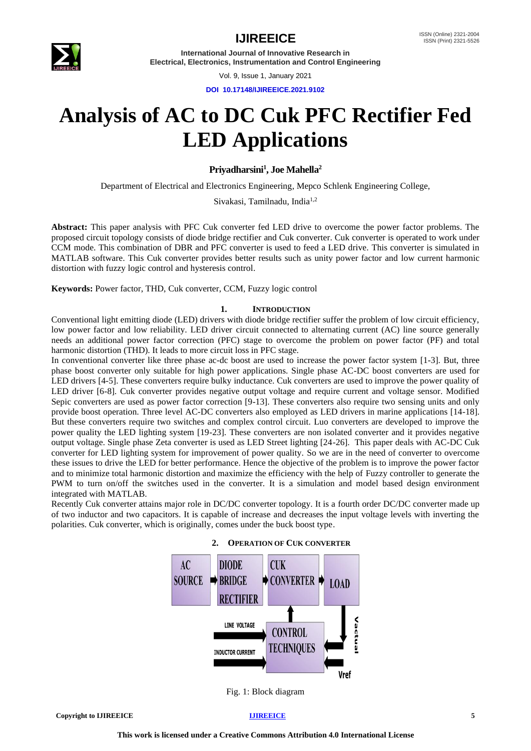# Analysis of AC to DC Cuk PFC Rectifier Fed LED Applications

**Priyadharsini[1], Joe Mahella[2]**

Department of Electrical and Electronics Engineering, Mepco Schlenk Engineering College,

Sivakasi, Tamilnadu, India[1,2]

**Abstract:** This paper analysis with PFC Cuk converter fed LED drive to overcome the power factor problems. The proposed circuit topology consists of diode bridge rectifier and Cuk converter. Cuk converter is operated to work under CCM mode. This combination of DBR and PFC converter is used to feed a LED drive. This converter is simulated in MATLAB software. This Cuk converter provides better results such as unity power factor and low current harmonic distortion with fuzzy logic control and hysteresis control.

**Keywords:** Power factor, THD, Cuk converter, CCM, Fuzzy logic control

## 1. INTRODUCTION

Conventional light emitting diode (LED) drivers with diode bridge rectifier suffer the problem of low circuit efficiency, low power factor and low reliability. LED driver circuit connected to alternating current (AC) line source generally needs an additional power factor correction (PFC) stage to overcome the problem on power factor (PF) and total harmonic distortion (THD). It leads to more circuit loss in PFC stage.

In conventional converter like three phase ac-dc boost are used to increase the power factor system [1-3]. But, three phase boost converter only suitable for high power applications. Single phase AC-DC boost converters are used for LED drivers [4-5]. These converters require bulky inductance. Cuk converters are used to improve the power quality of LED driver [6-8]. Cuk converter provides negative output voltage and require current and voltage sensor. Modified Sepic converters are used as power factor correction [9-13]. These converters also require two sensing units and only provide boost operation. Three level AC-DC converters also employed as LED drivers in marine applications [14-18]. But these converters require two switches and complex control circuit. Luo converters are developed to improve the power quality the LED lighting system [19-23]. These converters are non isolated converter and it provides negative output voltage. Single phase Zeta converter is used as LED Street lighting [24-26]. This paper deals with AC-DC Cuk converter for LED lighting system for improvement of power quality. So we are in the need of converter to overcome these issues to drive the LED for better performance. Hence the objective of the problem is to improve the power factor and to minimize total harmonic distortion and maximize the efficiency with the help of Fuzzy controller to generate the PWM to turn on/off the switches used in the converter. It is a simulation and model based design environment integrated with MATLAB.

Recently Cuk converter attains major role in DC/DC converter topology. It is a fourth order DC/DC converter made up of two inductor and two capacitors. It is capable of increase and decreases the input voltage levels with inverting the polarities. Cuk converter, which is originally, comes under the buck boost type.

## 2. OPERATION OF CUK CONVERTER

AC SOURCE → DIODE BRIDGE RECTIFIER → CUK CONVERTER → LOAD

LINE VOLTAGE, INDUCTOR CURRENT → CONTROL TECHNIQUES ← Vactual, Vref

Fig. 1: Block diagram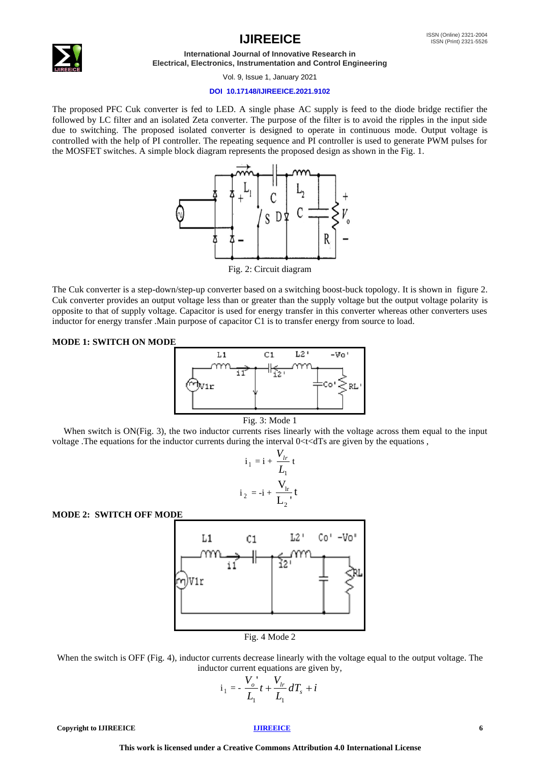The proposed PFC Cuk converter is fed to LED. A single phase AC supply is feed to the diode bridge rectifier the followed by LC filter and an isolated Zeta converter. The purpose of the filter is to avoid the ripples in the input side due to switching. The proposed isolated converter is designed to operate in continuous mode. Output voltage is controlled with the help of PI controller. The repeating sequence and PI controller is used to generate PWM pulses for the MOSFET switches. A simple block diagram represents the proposed design as shown in the Fig. 1.

Fig. 2: Circuit diagram

The Cuk converter is a step-down/step-up converter based on a switching boost-buck topology. It is shown in figure 2. Cuk converter provides an output voltage less than or greater than the supply voltage but the output voltage polarity is opposite to that of supply voltage. Capacitor is used for energy transfer in this converter whereas other converters uses inductor for energy transfer .Main purpose of capacitor C1 is to transfer energy from source to load.

**MODE 1: SWITCH ON MODE**

Fig. 3: Mode 1

When switch is ON(Fig. 3), the two inductor currents rises linearly with the voltage across them equal to the input voltage .The equations for the inductor currents during the interval 0<t<dTs are given by the equations ,

$$i_1 = i + \frac{V_{lr}}{L_1} t$$

$$i_2 = -i + \frac{V_{lr}}{L_2'} t$$

**MODE 2: SWITCH OFF MODE**

Fig. 4 Mode 2

When the switch is OFF (Fig. 4), inductor currents decrease linearly with the voltage equal to the output voltage. The inductor current equations are given by,

$$i_1 = -\frac{V_o'}{L_1} t + \frac{V_{lr}}{L_1} dT_s + i$$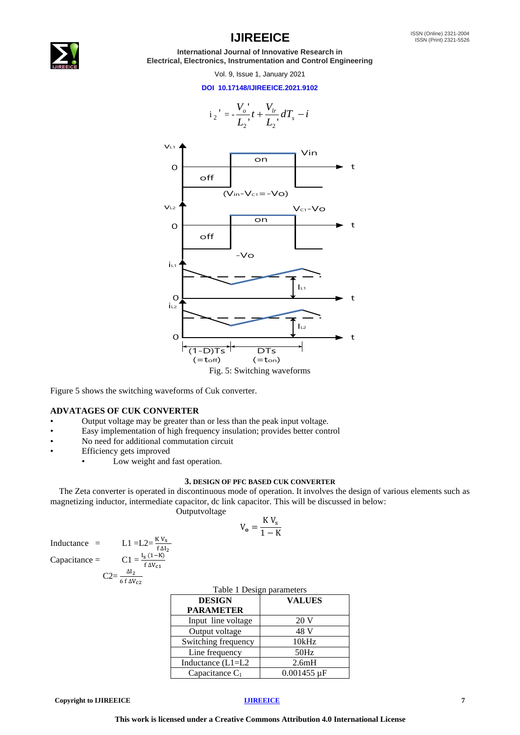$$i_2' = -\frac{V_o'}{L_2'}t + \frac{V_{lr}}{L_2'}dT_s - i$$

Fig. 5: Switching waveforms

Figure 5 shows the switching waveforms of Cuk converter.

### ADVATAGES OF CUK CONVERTER

- Output voltage may be greater than or less than the peak input voltage.
- Easy implementation of high frequency insulation; provides better control
- No need for additional commutation circuit
- Efficiency gets improved
    - Low weight and fast operation.

## 3. DESIGN OF PFC BASED CUK CONVERTER

The Zeta converter is operated in discontinuous mode of operation. It involves the design of various elements such as magnetizing inductor, intermediate capacitor, dc link capacitor. This will be discussed in below:

Outputvoltage

$$V_o = \frac{K V_s}{1 - K}$$

Inductance = $L1 = L2 = \frac{K V_s}{f \Delta I_2}$

Capacitance = $C1 = \frac{I_s (1-K)}{f \Delta V_{c1}}$

$C2 = \frac{\Delta I_2}{6 f \Delta V_{c2}}$

Table 1 Design parameters

| DESIGN PARAMETER | VALUES |
|---|---|
| Input line voltage | 20 V |
| Output voltage | 48 V |
| Switching frequency | 10kHz |
| Line frequency | 50Hz |
| Inductance (L1=L2 | 2.6mH |
| Capacitance $C_1$ | 0.001455 µF |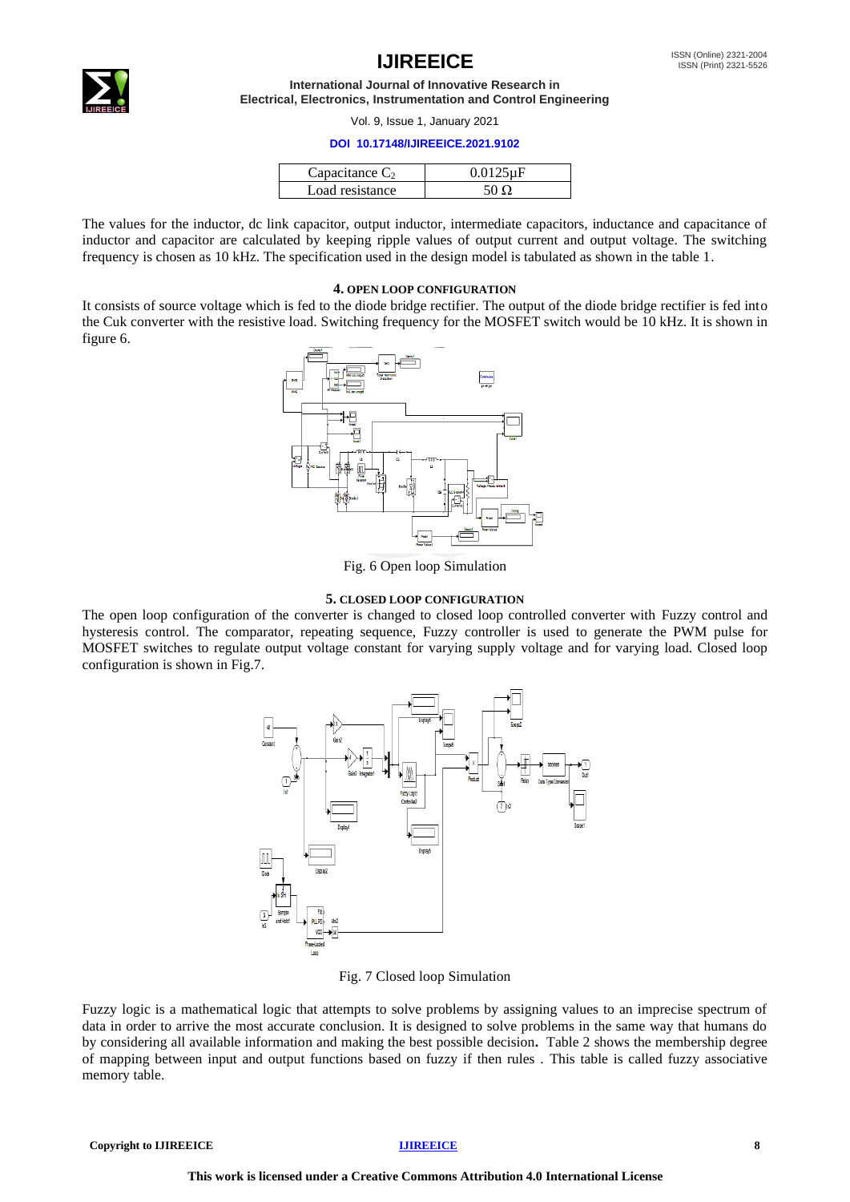| Capacitance $C_2$ | 0.0125μF |
| --- | --- |
| Load resistance | 50 Ω |

The values for the inductor, dc link capacitor, output inductor, intermediate capacitors, inductance and capacitance of inductor and capacitor are calculated by keeping ripple values of output current and output voltage. The switching frequency is chosen as 10 kHz. The specification used in the design model is tabulated as shown in the table 1.

## 4. OPEN LOOP CONFIGURATION

It consists of source voltage which is fed to the diode bridge rectifier. The output of the diode bridge rectifier is fed into the Cuk converter with the resistive load. Switching frequency for the MOSFET switch would be 10 kHz. It is shown in figure 6.

Fig. 6 Open loop Simulation

## 5. CLOSED LOOP CONFIGURATION

The open loop configuration of the converter is changed to closed loop controlled converter with Fuzzy control and hysteresis control. The comparator, repeating sequence, Fuzzy controller is used to generate the PWM pulse for MOSFET switches to regulate output voltage constant for varying supply voltage and for varying load. Closed loop configuration is shown in Fig.7.

Fig. 7 Closed loop Simulation

Fuzzy logic is a mathematical logic that attempts to solve problems by assigning values to an imprecise spectrum of data in order to arrive the most accurate conclusion. It is designed to solve problems in the same way that humans do by considering all available information and making the best possible decision**.** Table 2 shows the membership degree of mapping between input and output functions based on fuzzy if then rules . This table is called fuzzy associative memory table.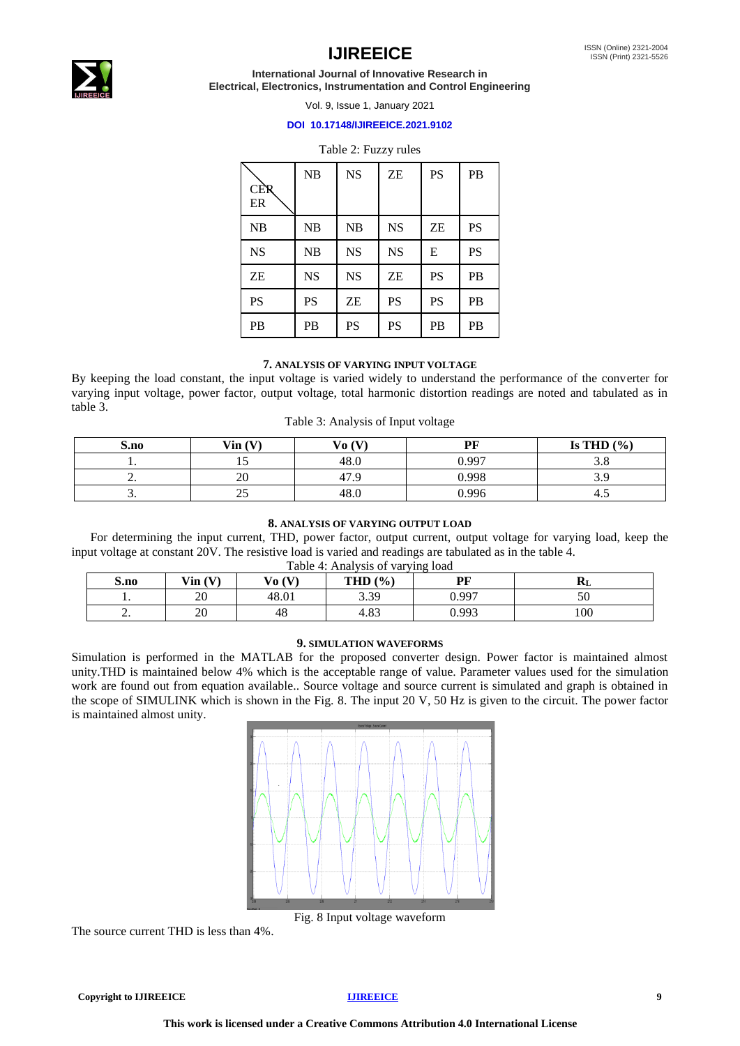Table 2: Fuzzy rules

| CER / ER | NB | NS | ZE | PS | PB |
| --- | --- | --- | --- | --- | --- |
| NB | NB | NB | NS | ZE | PS |
| NS | NB | NS | NS | E | PS |
| ZE | NS | NS | ZE | PS | PB |
| PS | PS | ZE | PS | PS | PB |
| PB | PB | PS | PS | PB | PB |

## 7. ANALYSIS OF VARYING INPUT VOLTAGE

By keeping the load constant, the input voltage is varied widely to understand the performance of the converter for varying input voltage, power factor, output voltage, total harmonic distortion readings are noted and tabulated as in table 3.

Table 3: Analysis of Input voltage

| S.no | Vin (V) | Vo (V) | PF | Is THD (%) |
| --- | --- | --- | --- | --- |
| 1. | 15 | 48.0 | 0.997 | 3.8 |
| 2. | 20 | 47.9 | 0.998 | 3.9 |
| 3. | 25 | 48.0 | 0.996 | 4.5 |

## 8. ANALYSIS OF VARYING OUTPUT LOAD

For determining the input current, THD, power factor, output current, output voltage for varying load, keep the input voltage at constant 20V. The resistive load is varied and readings are tabulated as in the table 4.

Table 4: Analysis of varying load

| S.no | Vin (V) | Vo (V) | THD (%) | PF | $R_L$ |
| --- | --- | --- | --- | --- | --- |
| 1. | 20 | 48.01 | 3.39 | 0.997 | 50 |
| 2. | 20 | 48 | 4.83 | 0.993 | 100 |

## 9. SIMULATION WAVEFORMS

Simulation is performed in the MATLAB for the proposed converter design. Power factor is maintained almost unity.THD is maintained below 4% which is the acceptable range of value. Parameter values used for the simulation work are found out from equation available.. Source voltage and source current is simulated and graph is obtained in the scope of SIMULINK which is shown in the Fig. 8. The input 20 V, 50 Hz is given to the circuit. The power factor is maintained almost unity.

Fig. 8 Input voltage waveform

The source current THD is less than 4%.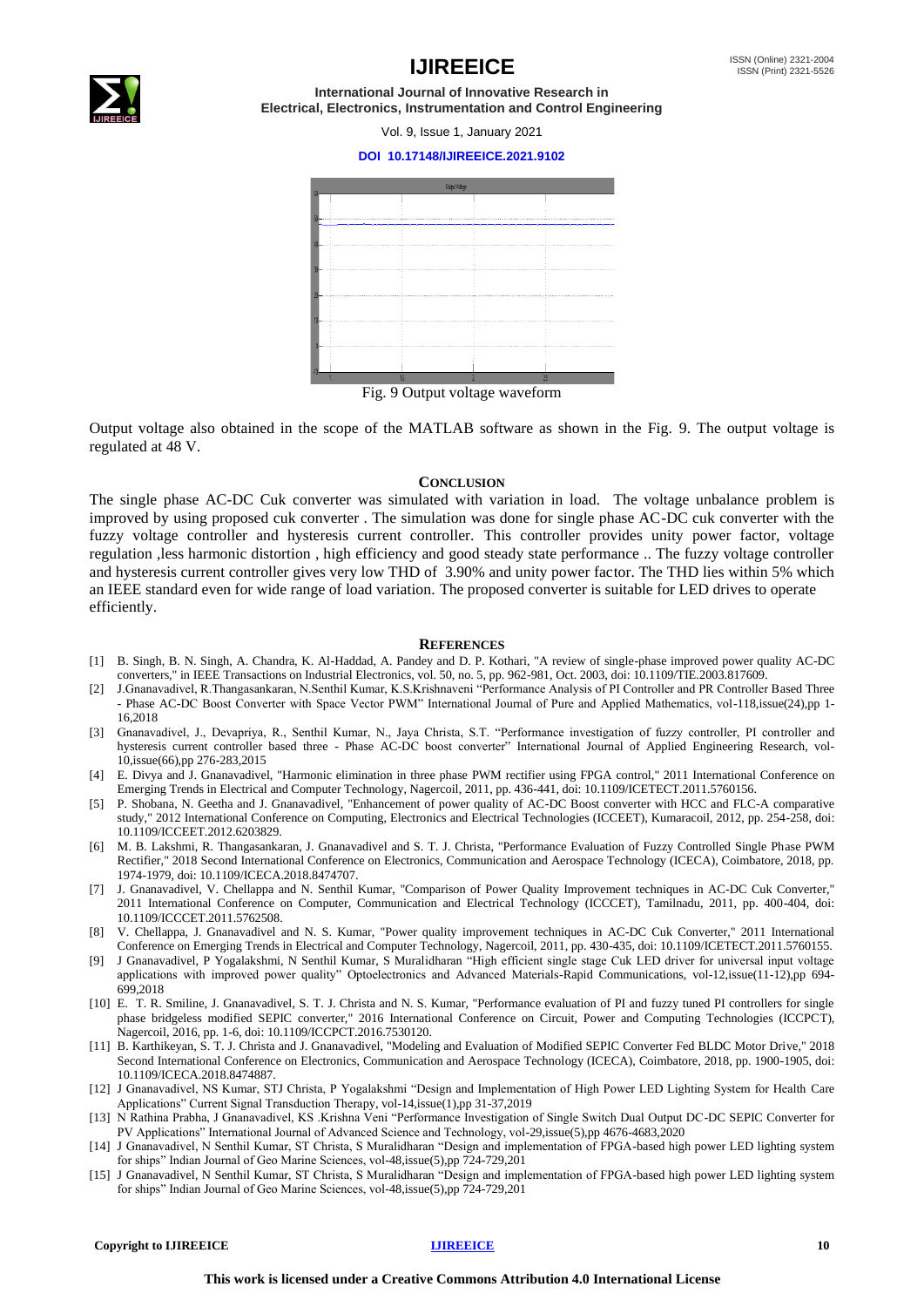Fig. 9 Output voltage waveform

Output voltage also obtained in the scope of the MATLAB software as shown in the Fig. 9. The output voltage is regulated at 48 V.

## CONCLUSION

The single phase AC-DC Cuk converter was simulated with variation in load. The voltage unbalance problem is improved by using proposed cuk converter . The simulation was done for single phase AC-DC cuk converter with the fuzzy voltage controller and hysteresis current controller. This controller provides unity power factor, voltage regulation ,less harmonic distortion , high efficiency and good steady state performance .. The fuzzy voltage controller and hysteresis current controller gives very low THD of 3.90% and unity power factor. The THD lies within 5% which an IEEE standard even for wide range of load variation. The proposed converter is suitable for LED drives to operate efficiently.

## REFERENCES

[1] B. Singh, B. N. Singh, A. Chandra, K. Al-Haddad, A. Pandey and D. P. Kothari, "A review of single-phase improved power quality AC-DC converters," in IEEE Transactions on Industrial Electronics, vol. 50, no. 5, pp. 962-981, Oct. 2003, doi: 10.1109/TIE.2003.817609.

[2] J.Gnanavadivel, R.Thangasankaran, N.Senthil Kumar, K.S.Krishnaveni "Performance Analysis of PI Controller and PR Controller Based Three - Phase AC-DC Boost Converter with Space Vector PWM" International Journal of Pure and Applied Mathematics, vol-118,issue(24),pp 1-16,2018

[3] Gnanavadivel, J., Devapriya, R., Senthil Kumar, N., Jaya Christa, S.T. "Performance investigation of fuzzy controller, PI controller and hysteresis current controller based three - Phase AC-DC boost converter" International Journal of Applied Engineering Research, vol-10,issue(66),pp 276-283,2015

[4] E. Divya and J. Gnanavadivel, "Harmonic elimination in three phase PWM rectifier using FPGA control," 2011 International Conference on Emerging Trends in Electrical and Computer Technology, Nagercoil, 2011, pp. 436-441, doi: 10.1109/ICETECT.2011.5760156.

[5] P. Shobana, N. Geetha and J. Gnanavadivel, "Enhancement of power quality of AC-DC Boost converter with HCC and FLC-A comparative study," 2012 International Conference on Computing, Electronics and Electrical Technologies (ICCEET), Kumaracoil, 2012, pp. 254-258, doi: 10.1109/ICCEET.2012.6203829.

[6] M. B. Lakshmi, R. Thangasankaran, J. Gnanavadivel and S. T. J. Christa, "Performance Evaluation of Fuzzy Controlled Single Phase PWM Rectifier," 2018 Second International Conference on Electronics, Communication and Aerospace Technology (ICECA), Coimbatore, 2018, pp. 1974-1979, doi: 10.1109/ICECA.2018.8474707.

[7] J. Gnanavadivel, V. Chellappa and N. Senthil Kumar, "Comparison of Power Quality Improvement techniques in AC-DC Cuk Converter," 2011 International Conference on Computer, Communication and Electrical Technology (ICCCET), Tamilnadu, 2011, pp. 400-404, doi: 10.1109/ICCCET.2011.5762508.

[8] V. Chellappa, J. Gnanavadivel and N. S. Kumar, "Power quality improvement techniques in AC-DC Cuk Converter," 2011 International Conference on Emerging Trends in Electrical and Computer Technology, Nagercoil, 2011, pp. 430-435, doi: 10.1109/ICETECT.2011.5760155.

[9] J Gnanavadivel, P Yogalakshmi, N Senthil Kumar, S Muralidharan "High efficient single stage Cuk LED driver for universal input voltage applications with improved power quality" Optoelectronics and Advanced Materials-Rapid Communications, vol-12,issue(11-12),pp 694-699,2018

[10] E. T. R. Smiline, J. Gnanavadivel, S. T. J. Christa and N. S. Kumar, "Performance evaluation of PI and fuzzy tuned PI controllers for single phase bridgeless modified SEPIC converter," 2016 International Conference on Circuit, Power and Computing Technologies (ICCPCT), Nagercoil, 2016, pp. 1-6, doi: 10.1109/ICCPCT.2016.7530120.

[11] B. Karthikeyan, S. T. J. Christa and J. Gnanavadivel, "Modeling and Evaluation of Modified SEPIC Converter Fed BLDC Motor Drive," 2018 Second International Conference on Electronics, Communication and Aerospace Technology (ICECA), Coimbatore, 2018, pp. 1900-1905, doi: 10.1109/ICECA.2018.8474887.

[12] J Gnanavadivel, NS Kumar, STJ Christa, P Yogalakshmi "Design and Implementation of High Power LED Lighting System for Health Care Applications" Current Signal Transduction Therapy, vol-14,issue(1),pp 31-37,2019

[13] N Rathina Prabha, J Gnanavadivel, KS .Krishna Veni "Performance Investigation of Single Switch Dual Output DC-DC SEPIC Converter for PV Applications" International Journal of Advanced Science and Technology, vol-29,issue(5),pp 4676-4683,2020

[14] J Gnanavadivel, N Senthil Kumar, ST Christa, S Muralidharan "Design and implementation of FPGA-based high power LED lighting system for ships" Indian Journal of Geo Marine Sciences, vol-48,issue(5),pp 724-729,201

[15] J Gnanavadivel, N Senthil Kumar, ST Christa, S Muralidharan "Design and implementation of FPGA-based high power LED lighting system for ships" Indian Journal of Geo Marine Sciences, vol-48,issue(5),pp 724-729,201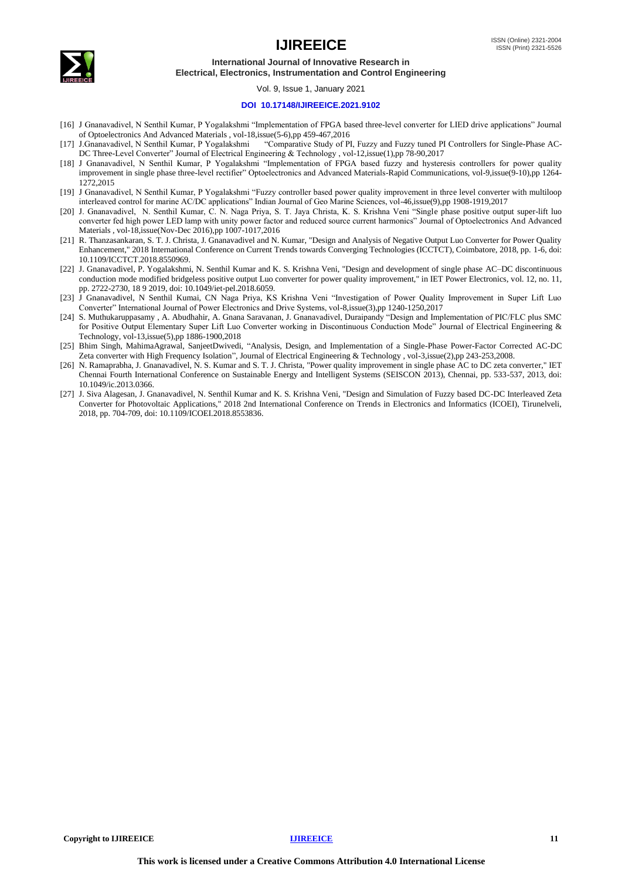[16] J Gnanavadivel, N Senthil Kumar, P Yogalakshmi "Implementation of FPGA based three-level converter for LIED drive applications" Journal of Optoelectronics And Advanced Materials , vol-18,issue(5-6),pp 459-467,2016

[17] J.Gnanavadivel, N Senthil Kumar, P Yogalakshmi "Comparative Study of PI, Fuzzy and Fuzzy tuned PI Controllers for Single-Phase AC-DC Three-Level Converter" Journal of Electrical Engineering & Technology , vol-12,issue(1),pp 78-90,2017

[18] J Gnanavadivel, N Senthil Kumar, P Yogalakshmi "Implementation of FPGA based fuzzy and hysteresis controllers for power quality improvement in single phase three-level rectifier" Optoelectronics and Advanced Materials-Rapid Communications, vol-9,issue(9-10),pp 1264-1272,2015

[19] J Gnanavadivel, N Senthil Kumar, P Yogalakshmi "Fuzzy controller based power quality improvement in three level converter with multiloop interleaved control for marine AC/DC applications" Indian Journal of Geo Marine Sciences, vol-46,issue(9),pp 1908-1919,2017

[20] J. Gnanavadivel, N. Senthil Kumar, C. N. Naga Priya, S. T. Jaya Christa, K. S. Krishna Veni "Single phase positive output super-lift luo converter fed high power LED lamp with unity power factor and reduced source current harmonics" Journal of Optoelectronics And Advanced Materials , vol-18,issue(Nov-Dec 2016),pp 1007-1017,2016

[21] R. Thanzasankaran, S. T. J. Christa, J. Gnanavadivel and N. Kumar, "Design and Analysis of Negative Output Luo Converter for Power Quality Enhancement," 2018 International Conference on Current Trends towards Converging Technologies (ICCTCT), Coimbatore, 2018, pp. 1-6, doi: 10.1109/ICCTCT.2018.8550969.

[22] J. Gnanavadivel, P. Yogalakshmi, N. Senthil Kumar and K. S. Krishna Veni, "Design and development of single phase AC–DC discontinuous conduction mode modified bridgeless positive output Luo converter for power quality improvement," in IET Power Electronics, vol. 12, no. 11, pp. 2722-2730, 18 9 2019, doi: 10.1049/iet-pel.2018.6059.

[23] J Gnanavadivel, N Senthil Kumai, CN Naga Priya, KS Krishna Veni "Investigation of Power Quality Improvement in Super Lift Luo Converter" International Journal of Power Electronics and Drive Systems, vol-8,issue(3),pp 1240-1250,2017

[24] S. Muthukaruppasamy , A. Abudhahir, A. Gnana Saravanan, J. Gnanavadivel, Duraipandy "Design and Implementation of PIC/FLC plus SMC for Positive Output Elementary Super Lift Luo Converter working in Discontinuous Conduction Mode" Journal of Electrical Engineering & Technology, vol-13,issue(5),pp 1886-1900,2018

[25] Bhim Singh, MahimaAgrawal, SanjeetDwivedi, "Analysis, Design, and Implementation of a Single-Phase Power-Factor Corrected AC-DC Zeta converter with High Frequency Isolation", Journal of Electrical Engineering & Technology , vol-3,issue(2),pp 243-253,2008.

[26] N. Ramaprabha, J. Gnanavadivel, N. S. Kumar and S. T. J. Christa, "Power quality improvement in single phase AC to DC zeta converter," IET Chennai Fourth International Conference on Sustainable Energy and Intelligent Systems (SEISCON 2013), Chennai, pp. 533-537, 2013, doi: 10.1049/ic.2013.0366.

[27] J. Siva Alagesan, J. Gnanavadivel, N. Senthil Kumar and K. S. Krishna Veni, "Design and Simulation of Fuzzy based DC-DC Interleaved Zeta Converter for Photovoltaic Applications," 2018 2nd International Conference on Trends in Electronics and Informatics (ICOEI), Tirunelveli, 2018, pp. 704-709, doi: 10.1109/ICOEI.2018.8553836.